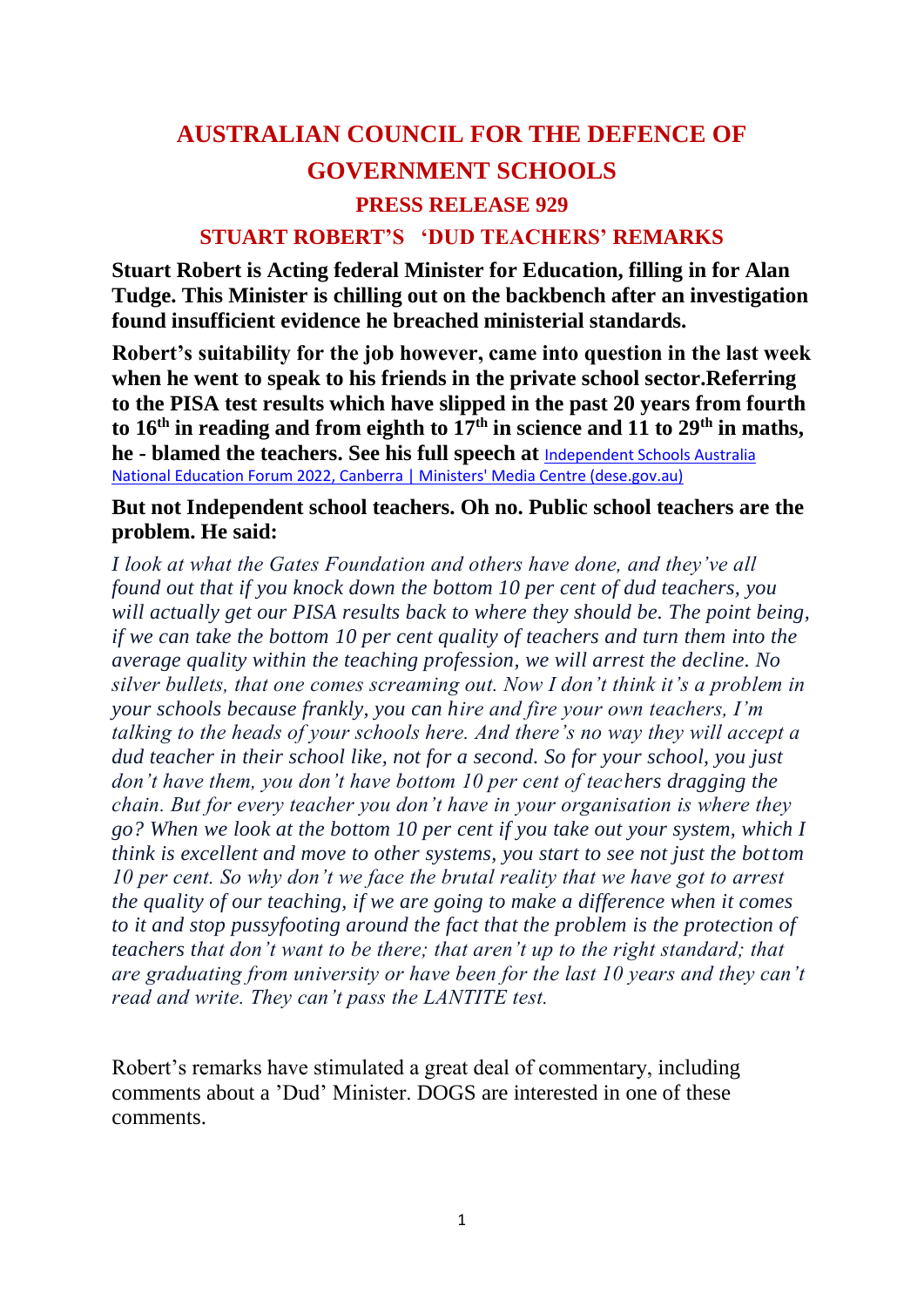# AUSTRALIAN COUNCIL FOR THE DEFENCE OF GOVERNMENT SCHOOLS

## PRESS RELEASE 929

### STUART ROBERT'S 'DUD TEACHERS' REMARKS

**Stuart Robert is Acting federal Minister for Education, filling in for Alan Tudge. This Minister is chilling out on the backbench after an investigation found insufficient evidence he breached ministerial standards.**

**Robert's suitability for the job however, came into question in the last week when he went to speak to his friends in the private school sector.Referring to the PISA test results which have slipped in the past 20 years from fourth to 16th in reading and from eighth to 17th in science and 11 to 29th in maths, he - blamed the teachers. See his full speech at** [Independent Schools Australia National Education Forum 2022, Canberra | Ministers' Media Centre (dese.gov.au)]

**But not Independent school teachers. Oh no. Public school teachers are the problem. He said:**

*I look at what the Gates Foundation and others have done, and they've all found out that if you knock down the bottom 10 per cent of dud teachers, you will actually get our PISA results back to where they should be. The point being, if we can take the bottom 10 per cent quality of teachers and turn them into the average quality within the teaching profession, we will arrest the decline. No silver bullets, that one comes screaming out. Now I don't think it's a problem in your schools because frankly, you can hire and fire your own teachers, I'm talking to the heads of your schools here. And there's no way they will accept a dud teacher in their school like, not for a second. So for your school, you just don't have them, you don't have bottom 10 per cent of teachers dragging the chain. But for every teacher you don't have in your organisation is where they go? When we look at the bottom 10 per cent if you take out your system, which I think is excellent and move to other systems, you start to see not just the bottom 10 per cent. So why don't we face the brutal reality that we have got to arrest the quality of our teaching, if we are going to make a difference when it comes to it and stop pussyfooting around the fact that the problem is the protection of teachers that don't want to be there; that aren't up to the right standard; that are graduating from university or have been for the last 10 years and they can't read and write. They can't pass the LANTITE test.*

Robert's remarks have stimulated a great deal of commentary, including comments about a 'Dud' Minister. DOGS are interested in one of these comments.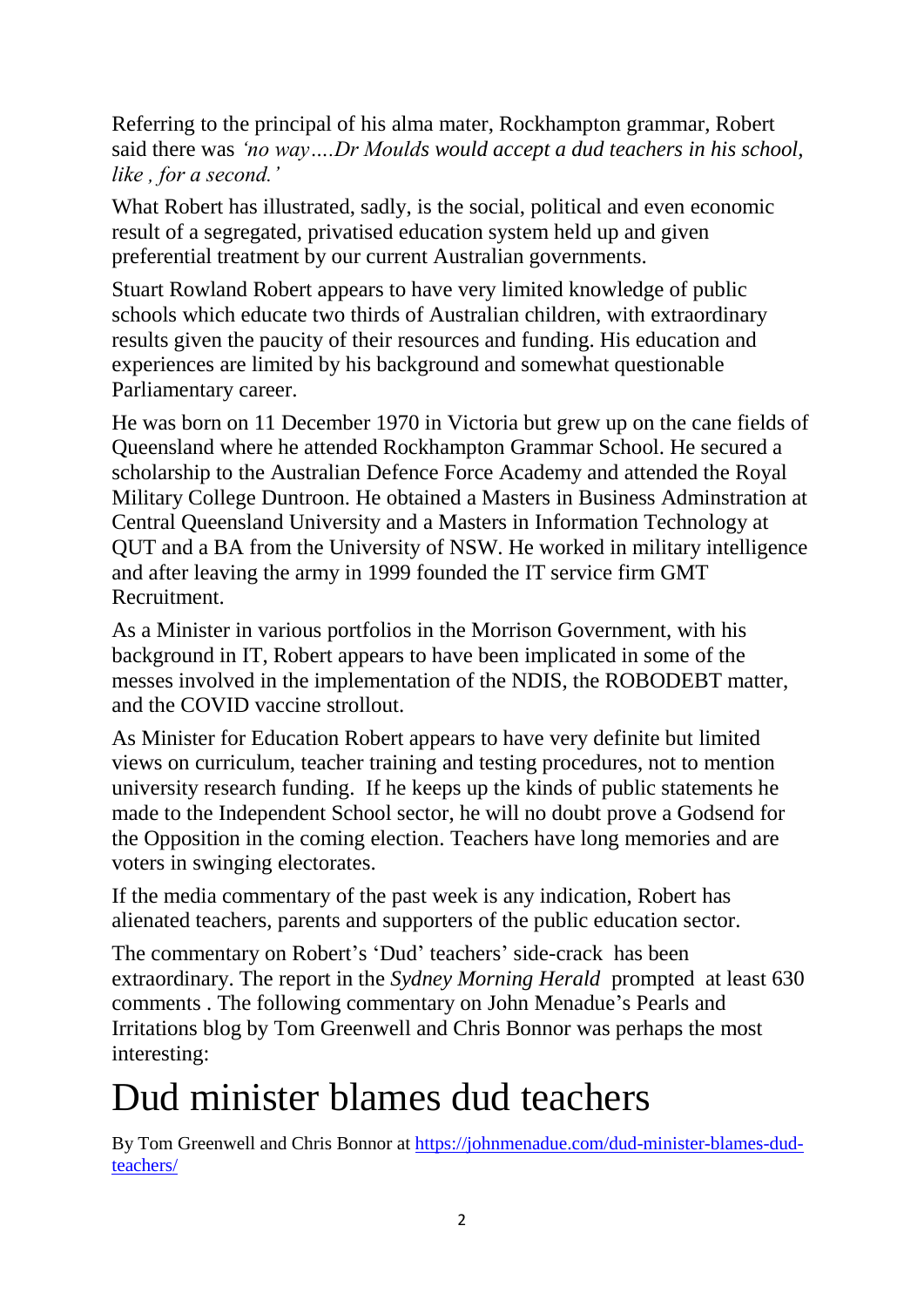Referring to the principal of his alma mater, Rockhampton grammar, Robert said there was *'no way….Dr Moulds would accept a dud teachers in his school, like , for a second.'*

What Robert has illustrated, sadly, is the social, political and even economic result of a segregated, privatised education system held up and given preferential treatment by our current Australian governments.

Stuart Rowland Robert appears to have very limited knowledge of public schools which educate two thirds of Australian children, with extraordinary results given the paucity of their resources and funding. His education and experiences are limited by his background and somewhat questionable Parliamentary career.

He was born on 11 December 1970 in Victoria but grew up on the cane fields of Queensland where he attended Rockhampton Grammar School. He secured a scholarship to the Australian Defence Force Academy and attended the Royal Military College Duntroon. He obtained a Masters in Business Adminstration at Central Queensland University and a Masters in Information Technology at QUT and a BA from the University of NSW. He worked in military intelligence and after leaving the army in 1999 founded the IT service firm GMT Recruitment.

As a Minister in various portfolios in the Morrison Government, with his background in IT, Robert appears to have been implicated in some of the messes involved in the implementation of the NDIS, the ROBODEBT matter, and the COVID vaccine strollout.

As Minister for Education Robert appears to have very definite but limited views on curriculum, teacher training and testing procedures, not to mention university research funding. If he keeps up the kinds of public statements he made to the Independent School sector, he will no doubt prove a Godsend for the Opposition in the coming election. Teachers have long memories and are voters in swinging electorates.

If the media commentary of the past week is any indication, Robert has alienated teachers, parents and supporters of the public education sector.

The commentary on Robert's 'Dud' teachers' side-crack has been extraordinary. The report in the *Sydney Morning Herald* prompted at least 630 comments . The following commentary on John Menadue's Pearls and Irritations blog by Tom Greenwell and Chris Bonnor was perhaps the most interesting:

# Dud minister blames dud teachers

By Tom Greenwell and Chris Bonnor at [https://johnmenadue.com/dud-minister-blames-dud-teachers/](https://johnmenadue.com/dud-minister-blames-dud-teachers/)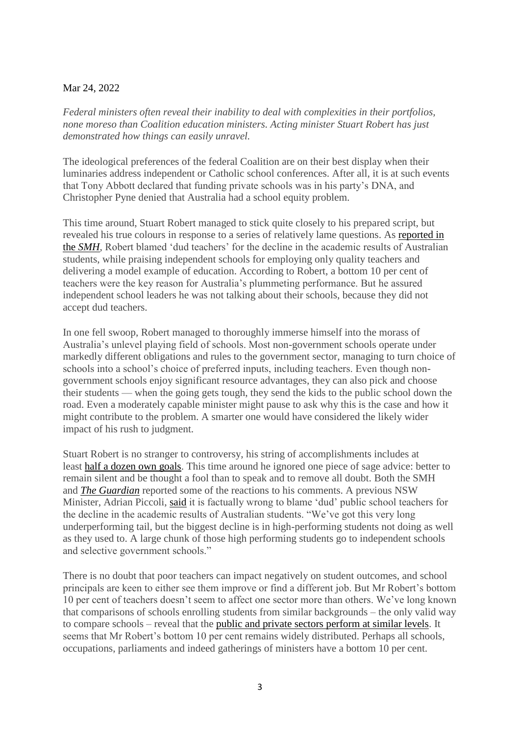Mar 24, 2022

*Federal ministers often reveal their inability to deal with complexities in their portfolios, none moreso than Coalition education ministers. Acting minister Stuart Robert has just demonstrated how things can easily unravel.*

The ideological preferences of the federal Coalition are on their best display when their luminaries address independent or Catholic school conferences. After all, it is at such events that Tony Abbott declared that funding private schools was in his party's DNA, and Christopher Pyne denied that Australia had a school equity problem.

This time around, Stuart Robert managed to stick quite closely to his prepared script, but revealed his true colours in response to a series of relatively lame questions. As reported in the *SMH*, Robert blamed 'dud teachers' for the decline in the academic results of Australian students, while praising independent schools for employing only quality teachers and delivering a model example of education. According to Robert, a bottom 10 per cent of teachers were the key reason for Australia's plummeting performance. But he assured independent school leaders he was not talking about their schools, because they did not accept dud teachers.

In one fell swoop, Robert managed to thoroughly immerse himself into the morass of Australia's unlevel playing field of schools. Most non-government schools operate under markedly different obligations and rules to the government sector, managing to turn choice of schools into a school's choice of preferred inputs, including teachers. Even though non-government schools enjoy significant resource advantages, they can also pick and choose their students — when the going gets tough, they send the kids to the public school down the road. Even a moderately capable minister might pause to ask why this is the case and how it might contribute to the problem. A smarter one would have considered the likely wider impact of his rush to judgment.

Stuart Robert is no stranger to controversy, his string of accomplishments includes at least half a dozen own goals. This time around he ignored one piece of sage advice: better to remain silent and be thought a fool than to speak and to remove all doubt. Both the SMH and ***The Guardian*** reported some of the reactions to his comments. A previous NSW Minister, Adrian Piccoli, said it is factually wrong to blame 'dud' public school teachers for the decline in the academic results of Australian students. "We've got this very long underperforming tail, but the biggest decline is in high-performing students not doing as well as they used to. A large chunk of those high performing students go to independent schools and selective government schools."

There is no doubt that poor teachers can impact negatively on student outcomes, and school principals are keen to either see them improve or find a different job. But Mr Robert's bottom 10 per cent of teachers doesn't seem to affect one sector more than others. We've long known that comparisons of schools enrolling students from similar backgrounds – the only valid way to compare schools – reveal that the public and private sectors perform at similar levels. It seems that Mr Robert's bottom 10 per cent remains widely distributed. Perhaps all schools, occupations, parliaments and indeed gatherings of ministers have a bottom 10 per cent.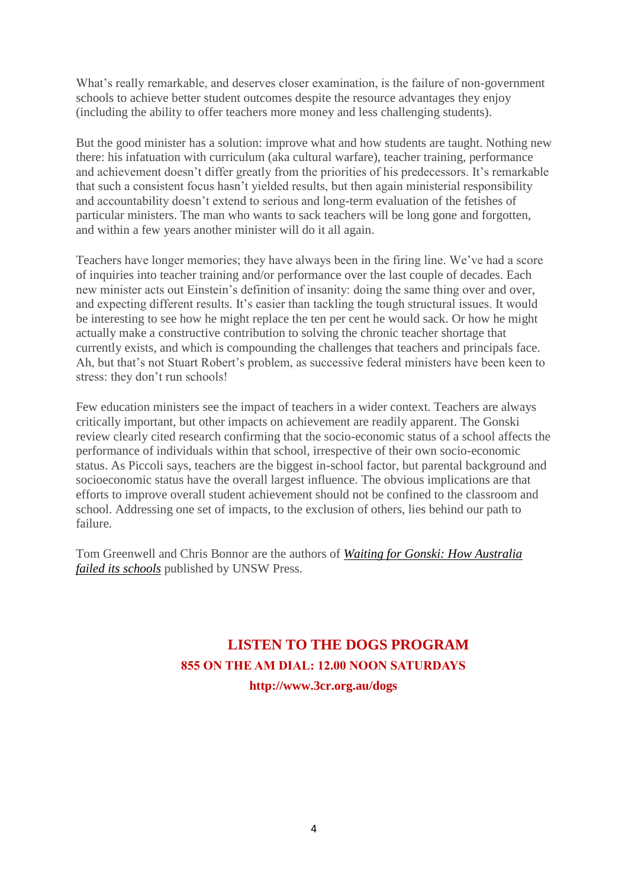What's really remarkable, and deserves closer examination, is the failure of non-government schools to achieve better student outcomes despite the resource advantages they enjoy (including the ability to offer teachers more money and less challenging students).

But the good minister has a solution: improve what and how students are taught. Nothing new there: his infatuation with curriculum (aka cultural warfare), teacher training, performance and achievement doesn't differ greatly from the priorities of his predecessors. It's remarkable that such a consistent focus hasn't yielded results, but then again ministerial responsibility and accountability doesn't extend to serious and long-term evaluation of the fetishes of particular ministers. The man who wants to sack teachers will be long gone and forgotten, and within a few years another minister will do it all again.

Teachers have longer memories; they have always been in the firing line. We've had a score of inquiries into teacher training and/or performance over the last couple of decades. Each new minister acts out Einstein's definition of insanity: doing the same thing over and over, and expecting different results. It's easier than tackling the tough structural issues. It would be interesting to see how he might replace the ten per cent he would sack. Or how he might actually make a constructive contribution to solving the chronic teacher shortage that currently exists, and which is compounding the challenges that teachers and principals face. Ah, but that's not Stuart Robert's problem, as successive federal ministers have been keen to stress: they don't run schools!

Few education ministers see the impact of teachers in a wider context. Teachers are always critically important, but other impacts on achievement are readily apparent. The Gonski review clearly cited research confirming that the socio-economic status of a school affects the performance of individuals within that school, irrespective of their own socio-economic status. As Piccoli says, teachers are the biggest in-school factor, but parental background and socioeconomic status have the overall largest influence. The obvious implications are that efforts to improve overall student achievement should not be confined to the classroom and school. Addressing one set of impacts, to the exclusion of others, lies behind our path to failure.

Tom Greenwell and Chris Bonnor are the authors of ***Waiting for Gonski: How Australia failed its schools*** published by UNSW Press.

**LISTEN TO THE DOGS PROGRAM**

**855 ON THE AM DIAL: 12.00 NOON SATURDAYS**

**http://www.3cr.org.au/dogs**